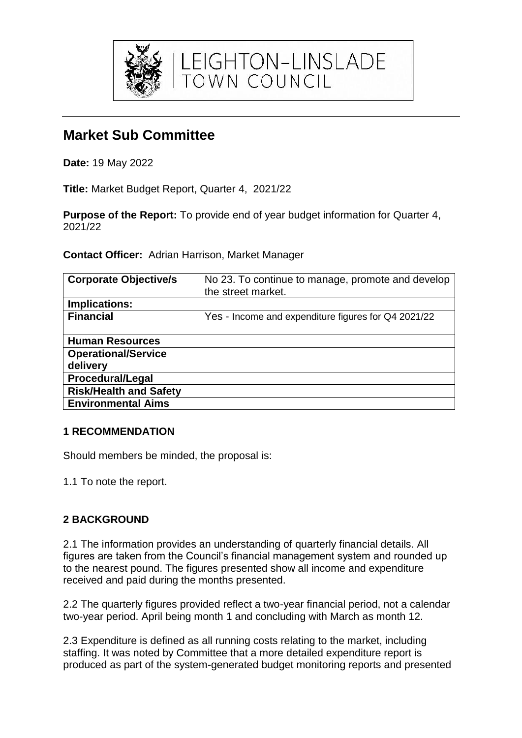LEIGHTON-LINSLADE TOWN COUNCIL

# Market Sub Committee

**Date:** 19 May 2022

**Title:** Market Budget Report, Quarter 4, 2021/22

**Purpose of the Report:** To provide end of year budget information for Quarter 4, 2021/22

**Contact Officer:** Adrian Harrison, Market Manager

| **Corporate Objective/s** | No 23. To continue to manage, promote and develop the street market. |
|---|---|
| **Implications:** | |
| **Financial** | Yes - Income and expenditure figures for Q4 2021/22 |
| **Human Resources** | |
| **Operational/Service delivery** | |
| **Procedural/Legal** | |
| **Risk/Health and Safety** | |
| **Environmental Aims** | |

## 1 RECOMMENDATION

Should members be minded, the proposal is:

1.1 To note the report.

## 2 BACKGROUND

2.1 The information provides an understanding of quarterly financial details. All figures are taken from the Council's financial management system and rounded up to the nearest pound. The figures presented show all income and expenditure received and paid during the months presented.

2.2 The quarterly figures provided reflect a two-year financial period, not a calendar two-year period. April being month 1 and concluding with March as month 12.

2.3 Expenditure is defined as all running costs relating to the market, including staffing. It was noted by Committee that a more detailed expenditure report is produced as part of the system-generated budget monitoring reports and presented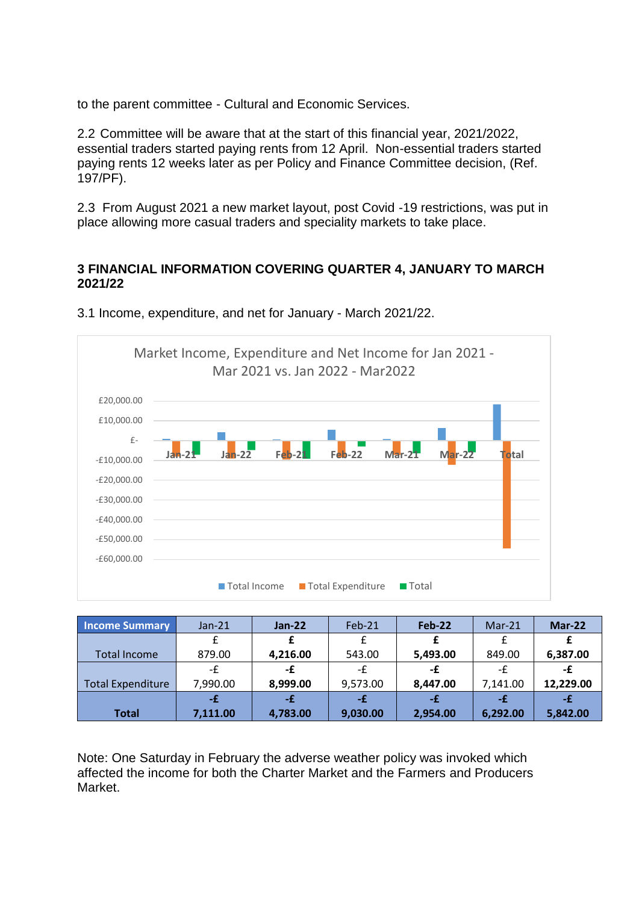to the parent committee - Cultural and Economic Services.

2.2 Committee will be aware that at the start of this financial year, 2021/2022, essential traders started paying rents from 12 April. Non-essential traders started paying rents 12 weeks later as per Policy and Finance Committee decision, (Ref. 197/PF).

2.3 From August 2021 a new market layout, post Covid -19 restrictions, was put in place allowing more casual traders and speciality markets to take place.

## 3 FINANCIAL INFORMATION COVERING QUARTER 4, JANUARY TO MARCH 2021/22

3.1 Income, expenditure, and net for January - March 2021/22.

Market Income, Expenditure and Net Income for Jan 2021 - Mar 2021 vs. Jan 2022 - Mar2022

| Income Summary | Jan-21 | **Jan-22** | Feb-21 | **Feb-22** | Mar-21 | **Mar-22** |
|---|---|---|---|---|---|---|
| Total Income | £ 879.00 | **£ 4,216.00** | £ 543.00 | **£ 5,493.00** | £ 849.00 | **£ 6,387.00** |
| Total Expenditure | -£ 7,990.00 | **-£ 8,999.00** | -£ 9,573.00 | **-£ 8,447.00** | -£ 7,141.00 | **-£ 12,229.00** |
| **Total** | **-£ 7,111.00** | **-£ 4,783.00** | **-£ 9,030.00** | **-£ 2,954.00** | **-£ 6,292.00** | **-£ 5,842.00** |

Note: One Saturday in February the adverse weather policy was invoked which affected the income for both the Charter Market and the Farmers and Producers Market.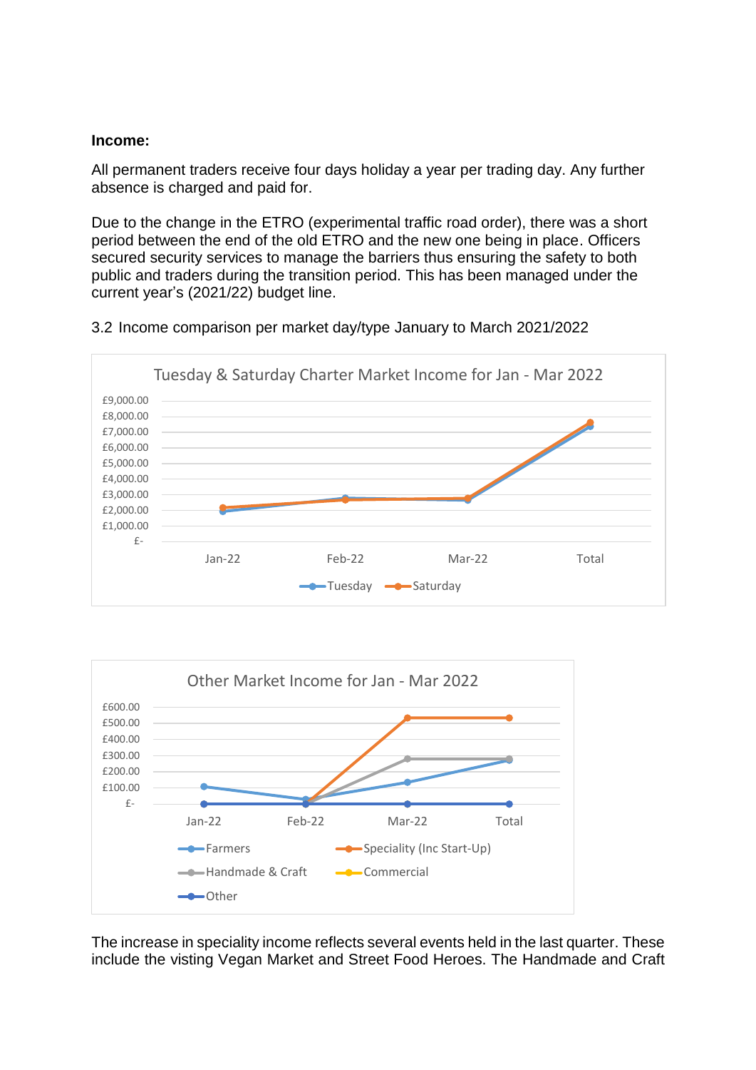**Income:**

All permanent traders receive four days holiday a year per trading day. Any further absence is charged and paid for.

Due to the change in the ETRO (experimental traffic road order), there was a short period between the end of the old ETRO and the new one being in place. Officers secured security services to manage the barriers thus ensuring the safety to both public and traders during the transition period. This has been managed under the current year's (2021/22) budget line.

3.2 Income comparison per market day/type January to March 2021/2022

The increase in speciality income reflects several events held in the last quarter. These include the visting Vegan Market and Street Food Heroes. The Handmade and Craft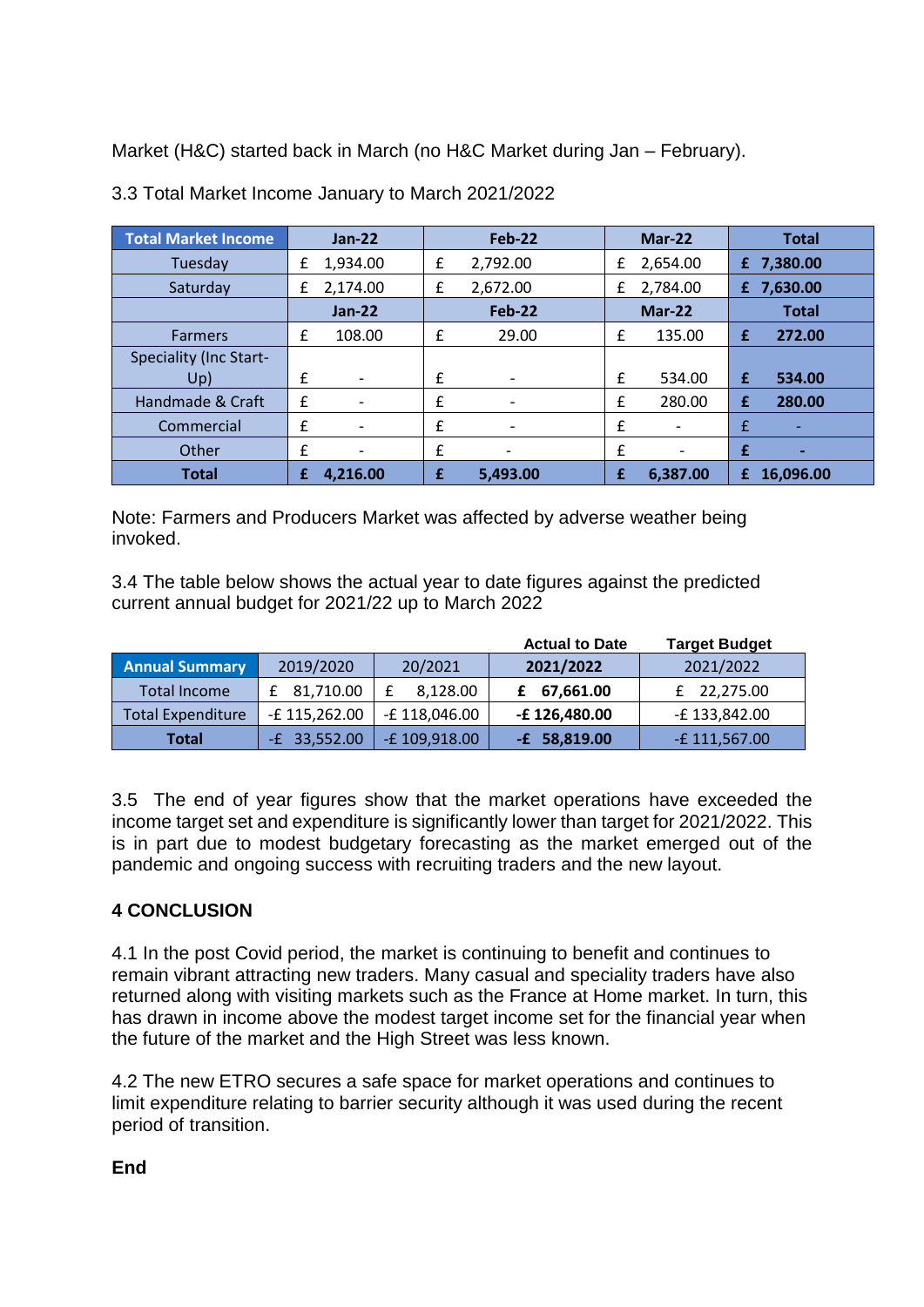Market (H&C) started back in March (no H&C Market during Jan – February).

3.3 Total Market Income January to March 2021/2022

| Total Market Income | Jan-22 | Feb-22 | Mar-22 | Total |
|---|---|---|---|---|
| Tuesday | £ 1,934.00 | £ 2,792.00 | £ 2,654.00 | **£ 7,380.00** |
| Saturday | £ 2,174.00 | £ 2,672.00 | £ 2,784.00 | **£ 7,630.00** |
| | **Jan-22** | **Feb-22** | **Mar-22** | **Total** |
| Farmers | £ 108.00 | £ 29.00 | £ 135.00 | **£ 272.00** |
| Speciality (Inc Start-Up) | £ - | £ - | £ 534.00 | **£ 534.00** |
| Handmade & Craft | £ - | £ - | £ 280.00 | **£ 280.00** |
| Commercial | £ - | £ - | £ - | £ - |
| Other | £ - | £ - | £ - | **£ -** |
| **Total** | **£ 4,216.00** | **£ 5,493.00** | **£ 6,387.00** | **£ 16,096.00** |

Note: Farmers and Producers Market was affected by adverse weather being invoked.

3.4 The table below shows the actual year to date figures against the predicted current annual budget for 2021/22 up to March 2022

| | | | Actual to Date | Target Budget |
|---|---|---|---|---|
| **Annual Summary** | 2019/2020 | 20/2021 | **2021/2022** | 2021/2022 |
| Total Income | £ 81,710.00 | £ 8,128.00 | **£ 67,661.00** | £ 22,275.00 |
| Total Expenditure | -£ 115,262.00 | -£ 118,046.00 | **-£ 126,480.00** | -£ 133,842.00 |
| **Total** | -£ 33,552.00 | -£ 109,918.00 | **-£ 58,819.00** | -£ 111,567.00 |

3.5 The end of year figures show that the market operations have exceeded the income target set and expenditure is significantly lower than target for 2021/2022. This is in part due to modest budgetary forecasting as the market emerged out of the pandemic and ongoing success with recruiting traders and the new layout.

## 4 CONCLUSION

4.1 In the post Covid period, the market is continuing to benefit and continues to remain vibrant attracting new traders. Many casual and speciality traders have also returned along with visiting markets such as the France at Home market. In turn, this has drawn in income above the modest target income set for the financial year when the future of the market and the High Street was less known.

4.2 The new ETRO secures a safe space for market operations and continues to limit expenditure relating to barrier security although it was used during the recent period of transition.

**End**